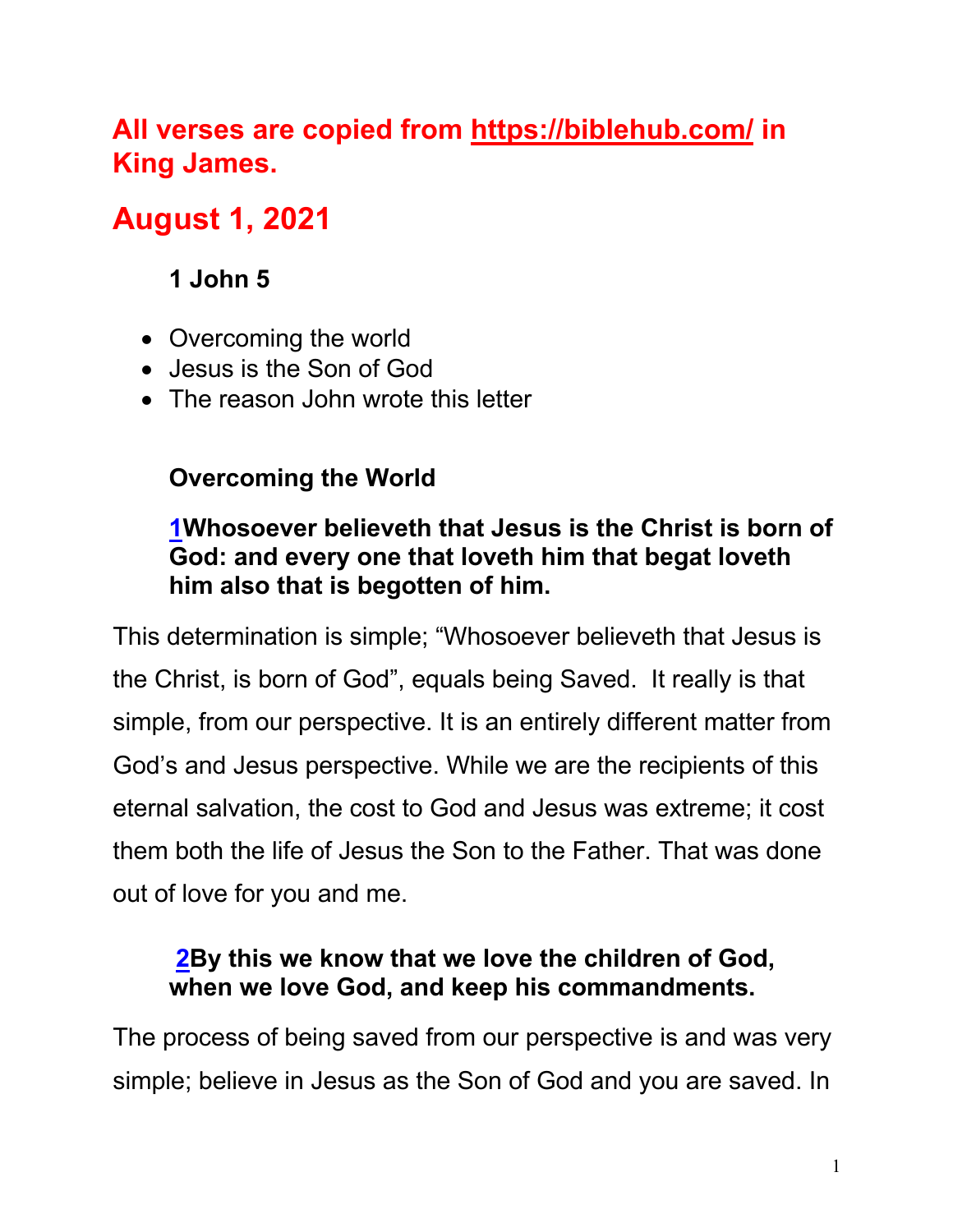# All verses are copied from https://biblehub.com/ in King James.

# August 1, 2021

### 1 John 5

- Overcoming the world
- Jesus is the Son of God
- The reason John wrote this letter

### Overcoming the World

**[1](#)Whosoever believeth that Jesus is the Christ is born of God: and every one that loveth him that begat loveth him also that is begotten of him.**

This determination is simple; "Whosoever believeth that Jesus is the Christ, is born of God", equals being Saved. It really is that simple, from our perspective. It is an entirely different matter from God's and Jesus perspective. While we are the recipients of this eternal salvation, the cost to God and Jesus was extreme; it cost them both the life of Jesus the Son to the Father. That was done out of love for you and me.

**[2](#)By this we know that we love the children of God, when we love God, and keep his commandments.**

The process of being saved from our perspective is and was very simple; believe in Jesus as the Son of God and you are saved. In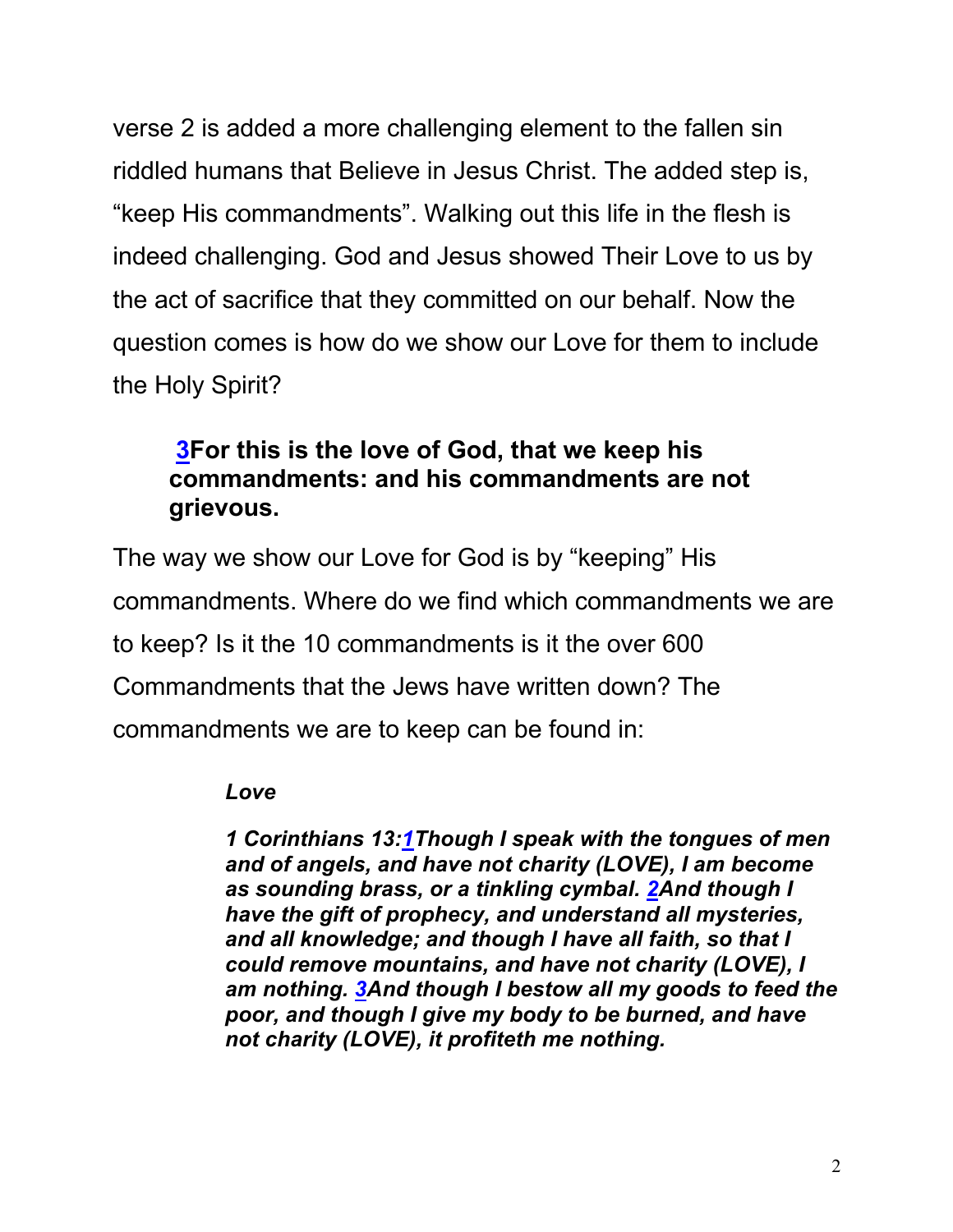verse 2 is added a more challenging element to the fallen sin riddled humans that Believe in Jesus Christ. The added step is, "keep His commandments". Walking out this life in the flesh is indeed challenging. God and Jesus showed Their Love to us by the act of sacrifice that they committed on our behalf. Now the question comes is how do we show our Love for them to include the Holy Spirit?

> **3For this is the love of God, that we keep his commandments: and his commandments are not grievous.**

The way we show our Love for God is by "keeping" His commandments. Where do we find which commandments we are to keep? Is it the 10 commandments is it the over 600 Commandments that the Jews have written down? The commandments we are to keep can be found in:

> ***Love***
>
> ***1 Corinthians 13:1Though I speak with the tongues of men and of angels, and have not charity (LOVE), I am become as sounding brass, or a tinkling cymbal. 2And though I have the gift of prophecy, and understand all mysteries, and all knowledge; and though I have all faith, so that I could remove mountains, and have not charity (LOVE), I am nothing. 3And though I bestow all my goods to feed the poor, and though I give my body to be burned, and have not charity (LOVE), it profiteth me nothing.***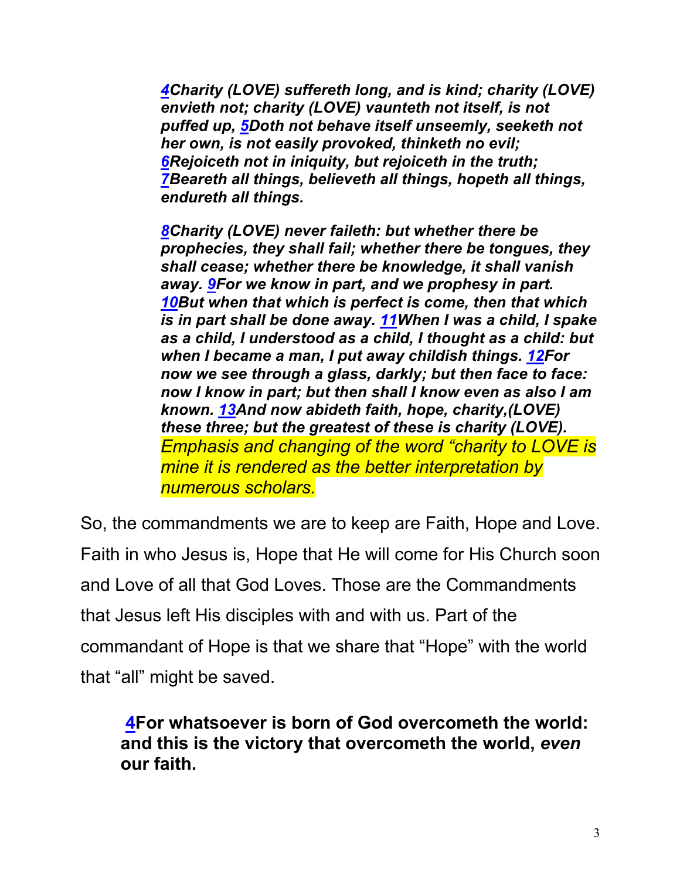> ***4**Charity (LOVE) suffereth long, and is kind; charity (LOVE) envieth not; charity (LOVE) vaunteth not itself, is not puffed up, **5**Doth not behave itself unseemly, seeketh not her own, is not easily provoked, thinketh no evil; **6**Rejoiceth not in iniquity, but rejoiceth in the truth; **7**Beareth all things, believeth all things, hopeth all things, endureth all things.*
>
> ***8**Charity (LOVE) never faileth: but whether there be prophecies, they shall fail; whether there be tongues, they shall cease; whether there be knowledge, it shall vanish away. **9**For we know in part, and we prophesy in part. **10**But when that which is perfect is come, then that which is in part shall be done away. **11**When I was a child, I spake as a child, I understood as a child, I thought as a child: but when I became a man, I put away childish things. **12**For now we see through a glass, darkly; but then face to face: now I know in part; but then shall I know even as also I am known. **13**And now abideth faith, hope, charity,(LOVE) these three; but the greatest of these is charity (LOVE).***
> *Emphasis and changing of the word "charity to LOVE is mine it is rendered as the better interpretation by numerous scholars.*

So, the commandments we are to keep are Faith, Hope and Love. Faith in who Jesus is, Hope that He will come for His Church soon and Love of all that God Loves. Those are the Commandments that Jesus left His disciples with and with us. Part of the commandant of Hope is that we share that "Hope" with the world that "all" might be saved.

> **4For whatsoever is born of God overcometh the world: and this is the victory that overcometh the world, *even* our faith.**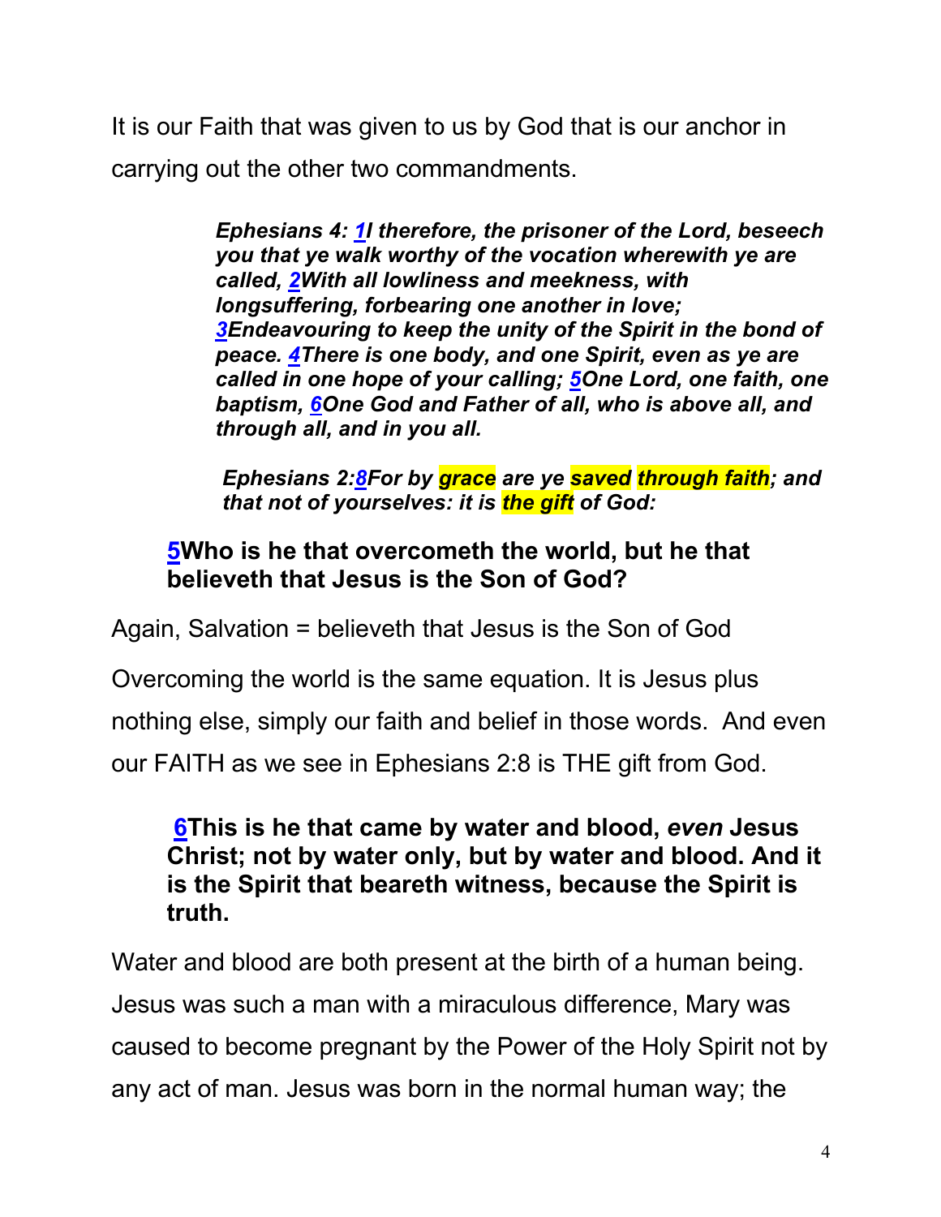It is our Faith that was given to us by God that is our anchor in carrying out the other two commandments.

> ***Ephesians 4: 1I therefore, the prisoner of the Lord, beseech you that ye walk worthy of the vocation wherewith ye are called, 2With all lowliness and meekness, with longsuffering, forbearing one another in love; 3Endeavouring to keep the unity of the Spirit in the bond of peace. 4There is one body, and one Spirit, even as ye are called in one hope of your calling; 5One Lord, one faith, one baptism, 6One God and Father of all, who is above all, and through all, and in you all.***
>
> ***Ephesians 2:8For by grace are ye saved through faith; and that not of yourselves: it is the gift of God:***

> **5Who is he that overcometh the world, but he that believeth that Jesus is the Son of God?**

Again, Salvation = believeth that Jesus is the Son of God

Overcoming the world is the same equation. It is Jesus plus nothing else, simply our faith and belief in those words. And even our FAITH as we see in Ephesians 2:8 is THE gift from God.

> **6This is he that came by water and blood, *even* Jesus Christ; not by water only, but by water and blood. And it is the Spirit that beareth witness, because the Spirit is truth.**

Water and blood are both present at the birth of a human being. Jesus was such a man with a miraculous difference, Mary was caused to become pregnant by the Power of the Holy Spirit not by any act of man. Jesus was born in the normal human way; the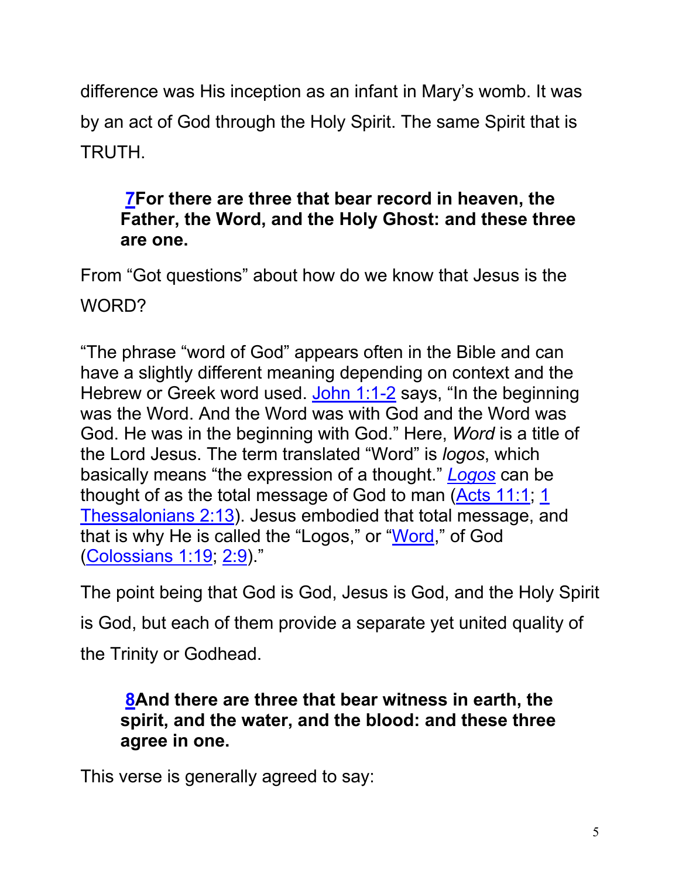difference was His inception as an infant in Mary's womb. It was by an act of God through the Holy Spirit. The same Spirit that is TRUTH.

> **7For there are three that bear record in heaven, the Father, the Word, and the Holy Ghost: and these three are one.**

From "Got questions" about how do we know that Jesus is the WORD?

"The phrase "word of God" appears often in the Bible and can have a slightly different meaning depending on context and the Hebrew or Greek word used. John 1:1-2 says, "In the beginning was the Word. And the Word was with God and the Word was God. He was in the beginning with God." Here, *Word* is a title of the Lord Jesus. The term translated "Word" is *logos*, which basically means "the expression of a thought." *Logos* can be thought of as the total message of God to man (Acts 11:1; 1 Thessalonians 2:13). Jesus embodied that total message, and that is why He is called the "Logos," or "Word," of God (Colossians 1:19; 2:9)."

The point being that God is God, Jesus is God, and the Holy Spirit is God, but each of them provide a separate yet united quality of the Trinity or Godhead.

> **8And there are three that bear witness in earth, the spirit, and the water, and the blood: and these three agree in one.**

This verse is generally agreed to say: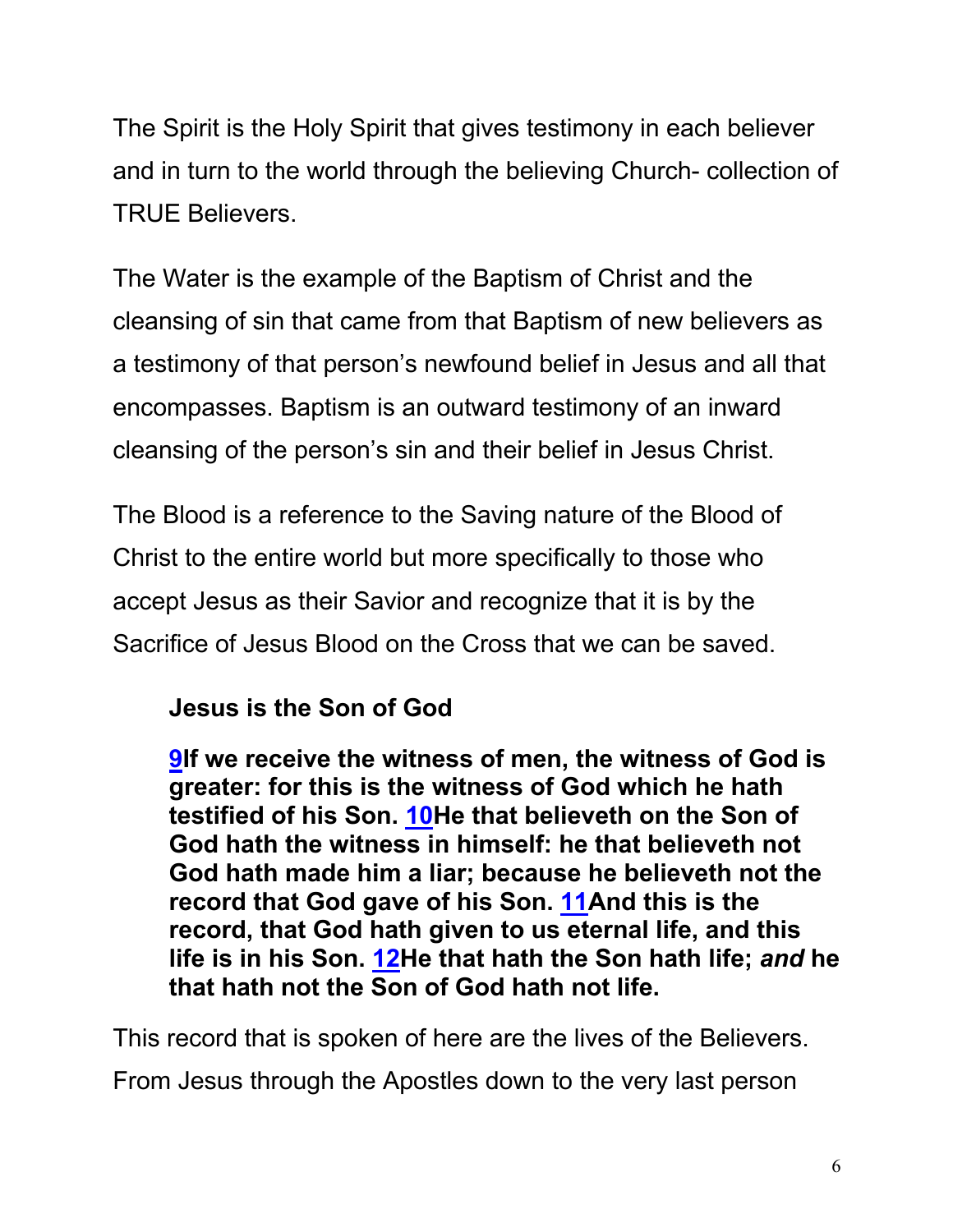The Spirit is the Holy Spirit that gives testimony in each believer and in turn to the world through the believing Church- collection of TRUE Believers.

The Water is the example of the Baptism of Christ and the cleansing of sin that came from that Baptism of new believers as a testimony of that person's newfound belief in Jesus and all that encompasses. Baptism is an outward testimony of an inward cleansing of the person's sin and their belief in Jesus Christ.

The Blood is a reference to the Saving nature of the Blood of Christ to the entire world but more specifically to those who accept Jesus as their Savior and recognize that it is by the Sacrifice of Jesus Blood on the Cross that we can be saved.

> **Jesus is the Son of God**
>
> **9If we receive the witness of men, the witness of God is greater: for this is the witness of God which he hath testified of his Son. 10He that believeth on the Son of God hath the witness in himself: he that believeth not God hath made him a liar; because he believeth not the record that God gave of his Son. 11And this is the record, that God hath given to us eternal life, and this life is in his Son. 12He that hath the Son hath life; *and* he that hath not the Son of God hath not life.**

This record that is spoken of here are the lives of the Believers. From Jesus through the Apostles down to the very last person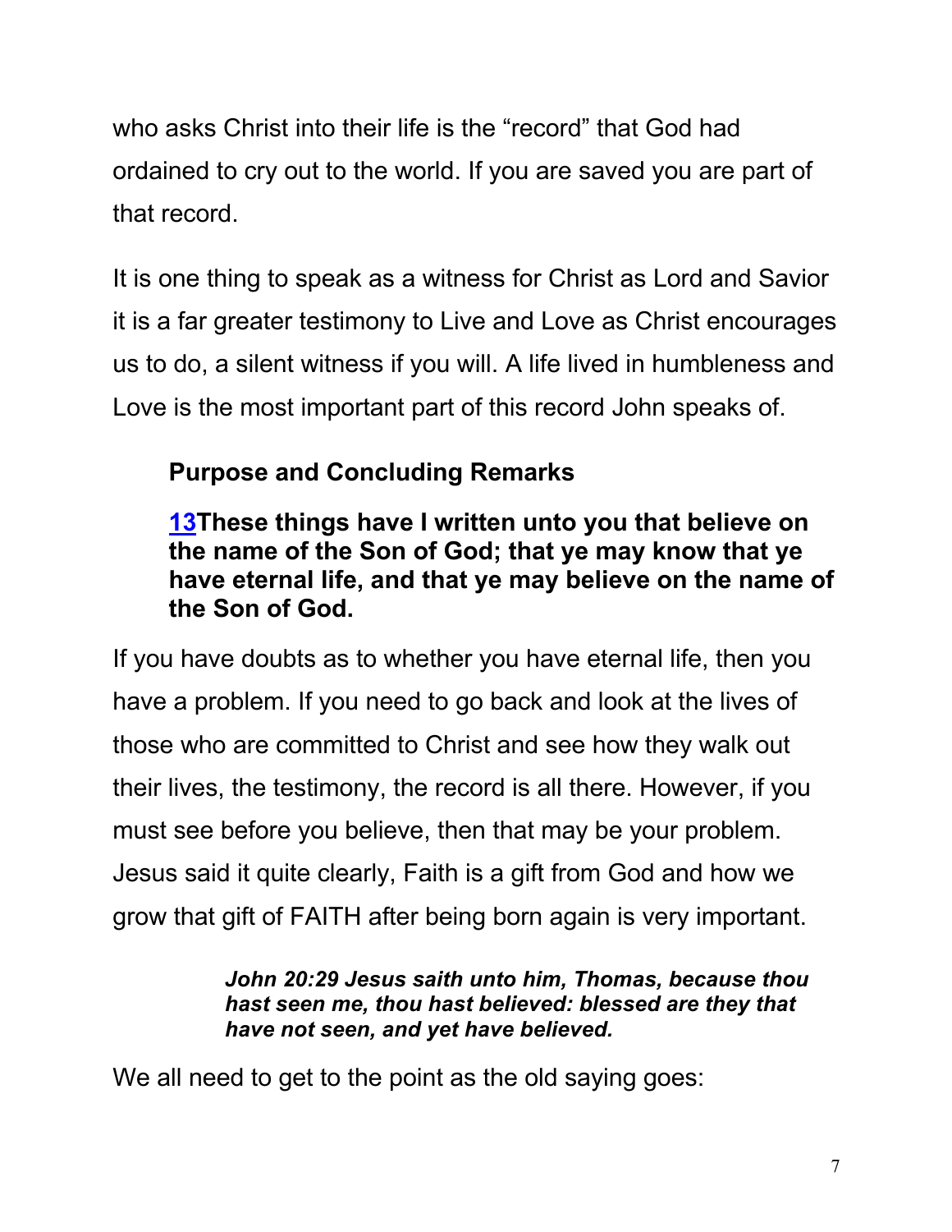who asks Christ into their life is the “record” that God had ordained to cry out to the world. If you are saved you are part of that record.

It is one thing to speak as a witness for Christ as Lord and Savior it is a far greater testimony to Live and Love as Christ encourages us to do, a silent witness if you will. A life lived in humbleness and Love is the most important part of this record John speaks of.

### Purpose and Concluding Remarks

**13These things have I written unto you that believe on the name of the Son of God; that ye may know that ye have eternal life, and that ye may believe on the name of the Son of God.**

If you have doubts as to whether you have eternal life, then you have a problem. If you need to go back and look at the lives of those who are committed to Christ and see how they walk out their lives, the testimony, the record is all there. However, if you must see before you believe, then that may be your problem. Jesus said it quite clearly, Faith is a gift from God and how we grow that gift of FAITH after being born again is very important.

> ***John 20:29 Jesus saith unto him, Thomas, because thou hast seen me, thou hast believed: blessed are they that have not seen, and yet have believed.***

We all need to get to the point as the old saying goes: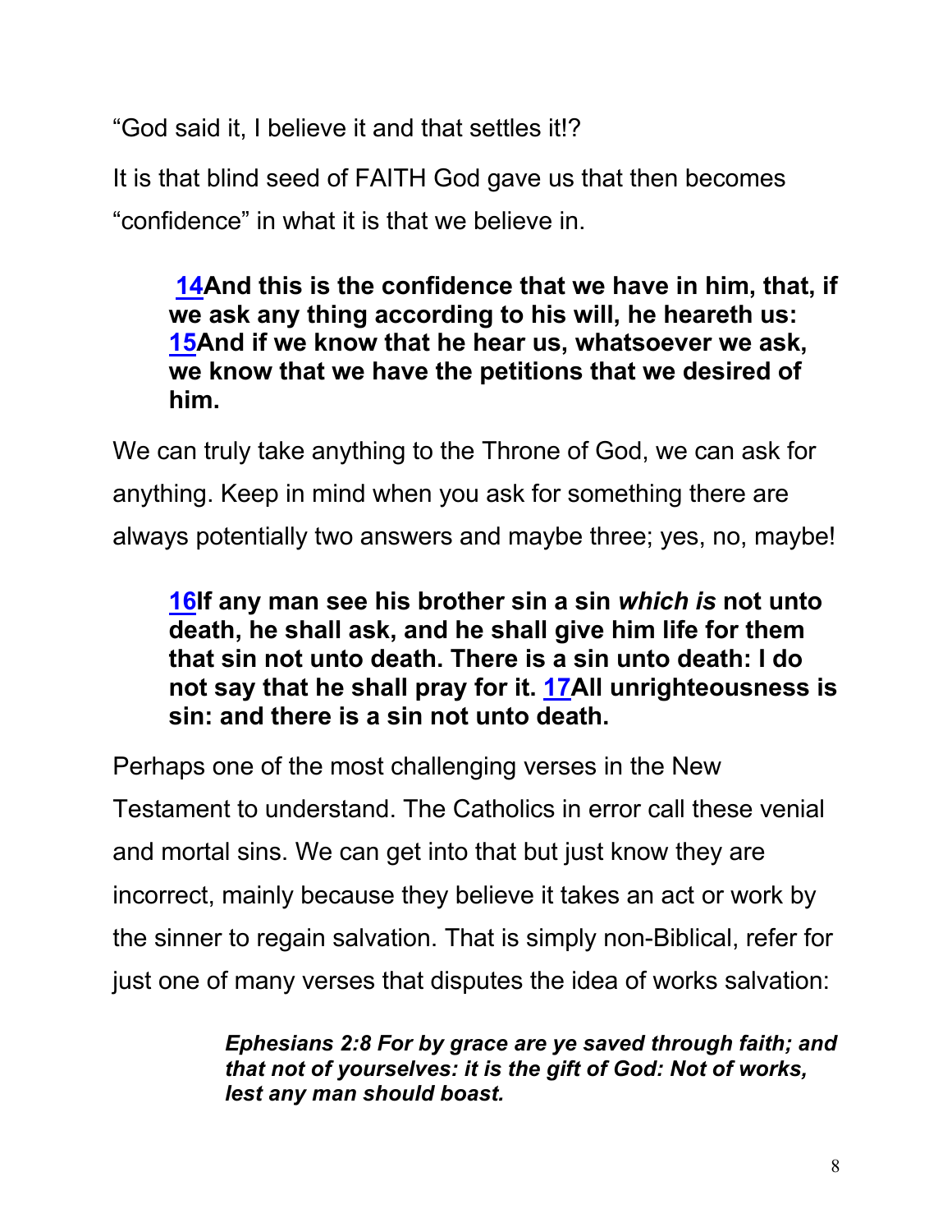"God said it, I believe it and that settles it!?

It is that blind seed of FAITH God gave us that then becomes "confidence" in what it is that we believe in.

> **14And this is the confidence that we have in him, that, if we ask any thing according to his will, he heareth us: 15And if we know that he hear us, whatsoever we ask, we know that we have the petitions that we desired of him.**

We can truly take anything to the Throne of God, we can ask for anything. Keep in mind when you ask for something there are always potentially two answers and maybe three; yes, no, maybe!

> **16If any man see his brother sin a sin *which is* not unto death, he shall ask, and he shall give him life for them that sin not unto death. There is a sin unto death: I do not say that he shall pray for it. 17All unrighteousness is sin: and there is a sin not unto death.**

Perhaps one of the most challenging verses in the New Testament to understand. The Catholics in error call these venial and mortal sins. We can get into that but just know they are incorrect, mainly because they believe it takes an act or work by the sinner to regain salvation. That is simply non-Biblical, refer for just one of many verses that disputes the idea of works salvation:

> ***Ephesians 2:8 For by grace are ye saved through faith; and that not of yourselves: it is the gift of God: Not of works, lest any man should boast.***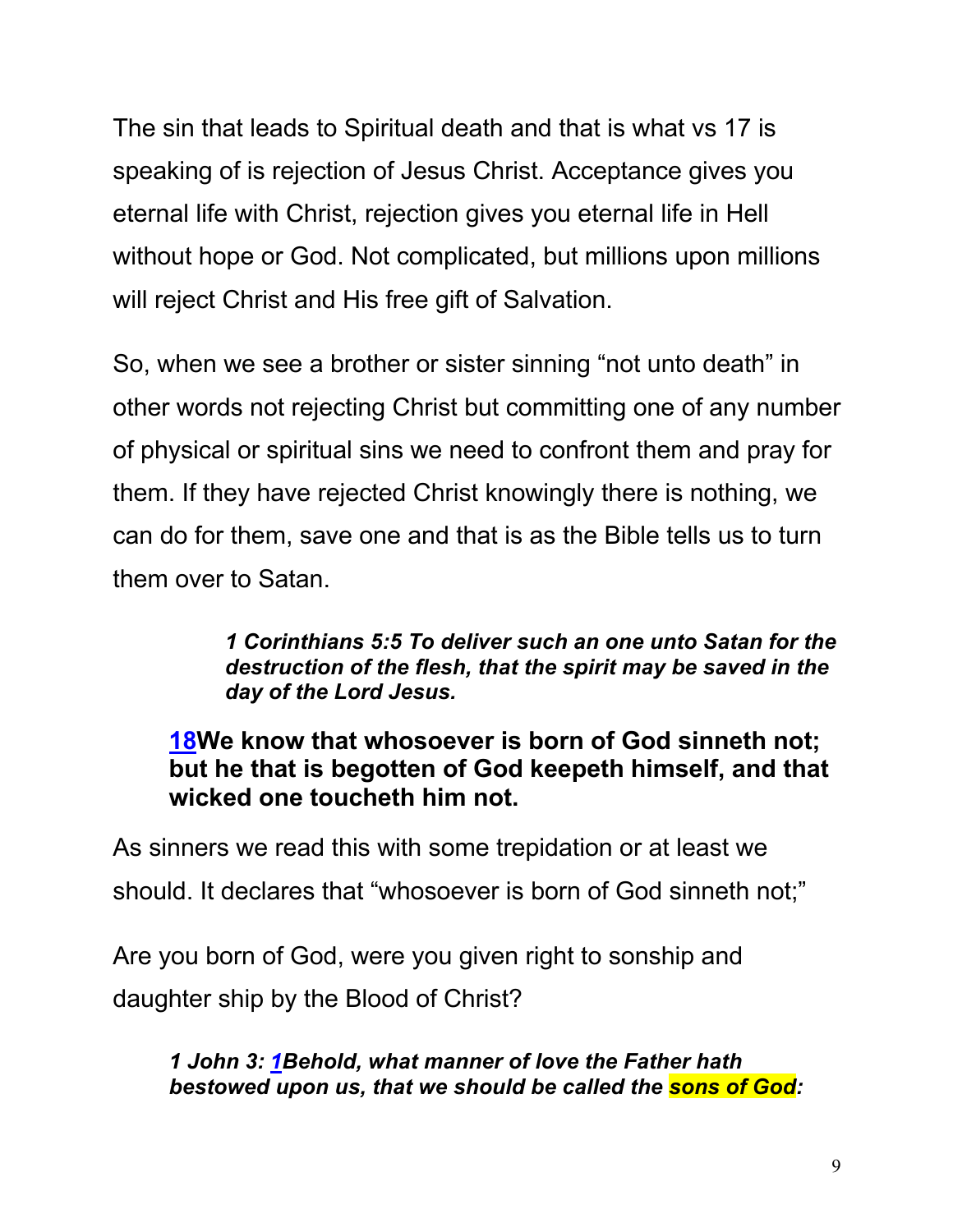The sin that leads to Spiritual death and that is what vs 17 is speaking of is rejection of Jesus Christ. Acceptance gives you eternal life with Christ, rejection gives you eternal life in Hell without hope or God. Not complicated, but millions upon millions will reject Christ and His free gift of Salvation.

So, when we see a brother or sister sinning "not unto death" in other words not rejecting Christ but committing one of any number of physical or spiritual sins we need to confront them and pray for them. If they have rejected Christ knowingly there is nothing, we can do for them, save one and that is as the Bible tells us to turn them over to Satan.

> ***1 Corinthians 5:5 To deliver such an one unto Satan for the destruction of the flesh, that the spirit may be saved in the day of the Lord Jesus.***

> **18We know that whosoever is born of God sinneth not; but he that is begotten of God keepeth himself, and that wicked one toucheth him not.**

As sinners we read this with some trepidation or at least we should. It declares that "whosoever is born of God sinneth not;"

Are you born of God, were you given right to sonship and daughter ship by the Blood of Christ?

> ***1 John 3: 1Behold, what manner of love the Father hath bestowed upon us, that we should be called the sons of God:***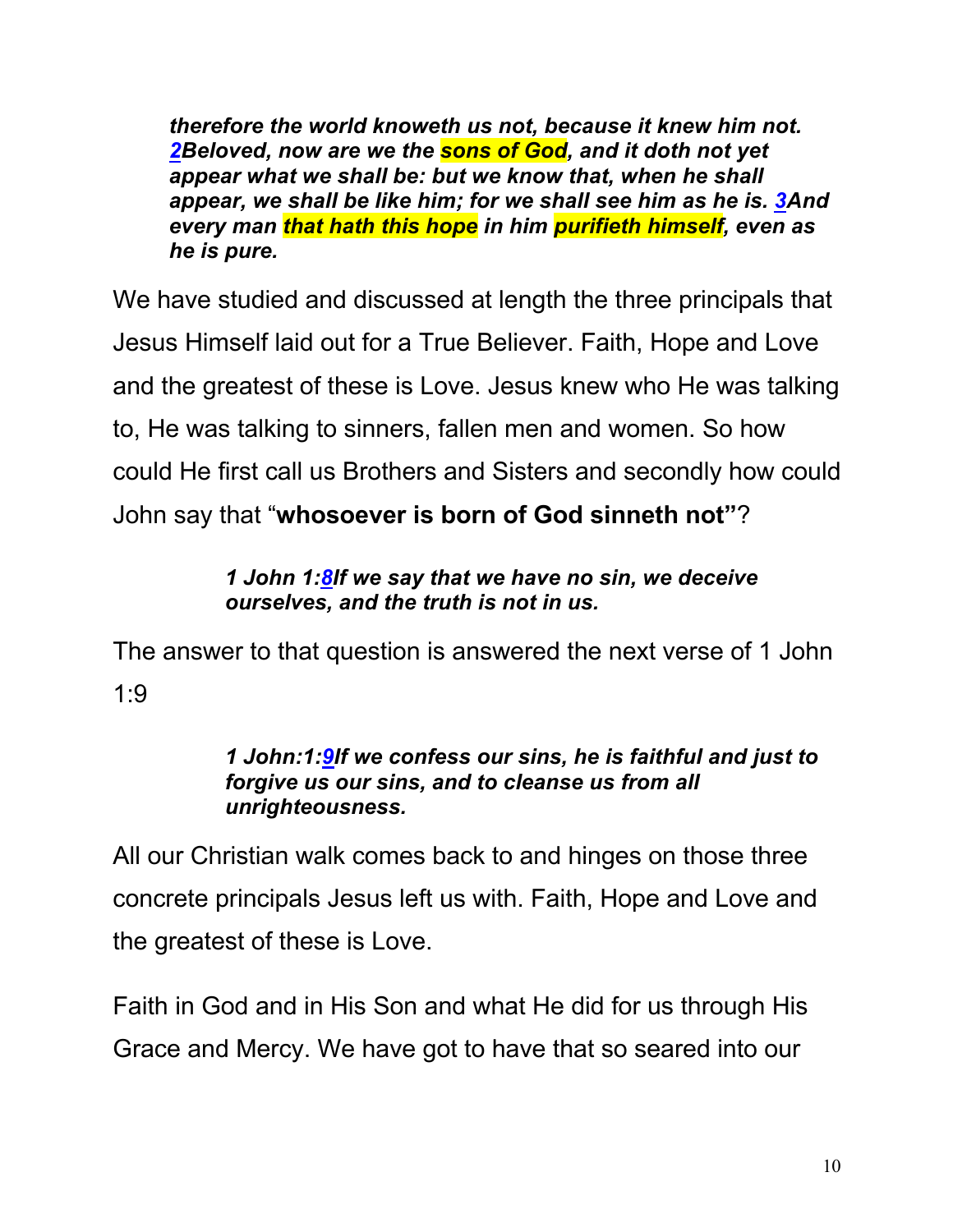> ***therefore the world knoweth us not, because it knew him not. 2Beloved, now are we the sons of God, and it doth not yet appear what we shall be: but we know that, when he shall appear, we shall be like him; for we shall see him as he is. 3And every man that hath this hope in him purifieth himself, even as he is pure.***

We have studied and discussed at length the three principals that Jesus Himself laid out for a True Believer. Faith, Hope and Love and the greatest of these is Love. Jesus knew who He was talking to, He was talking to sinners, fallen men and women. So how could He first call us Brothers and Sisters and secondly how could John say that "**whosoever is born of God sinneth not"**?

> ***1 John 1:8If we say that we have no sin, we deceive ourselves, and the truth is not in us.***

The answer to that question is answered the next verse of 1 John 1:9

> ***1 John:1:9If we confess our sins, he is faithful and just to forgive us our sins, and to cleanse us from all unrighteousness.***

All our Christian walk comes back to and hinges on those three concrete principals Jesus left us with. Faith, Hope and Love and the greatest of these is Love.

Faith in God and in His Son and what He did for us through His Grace and Mercy. We have got to have that so seared into our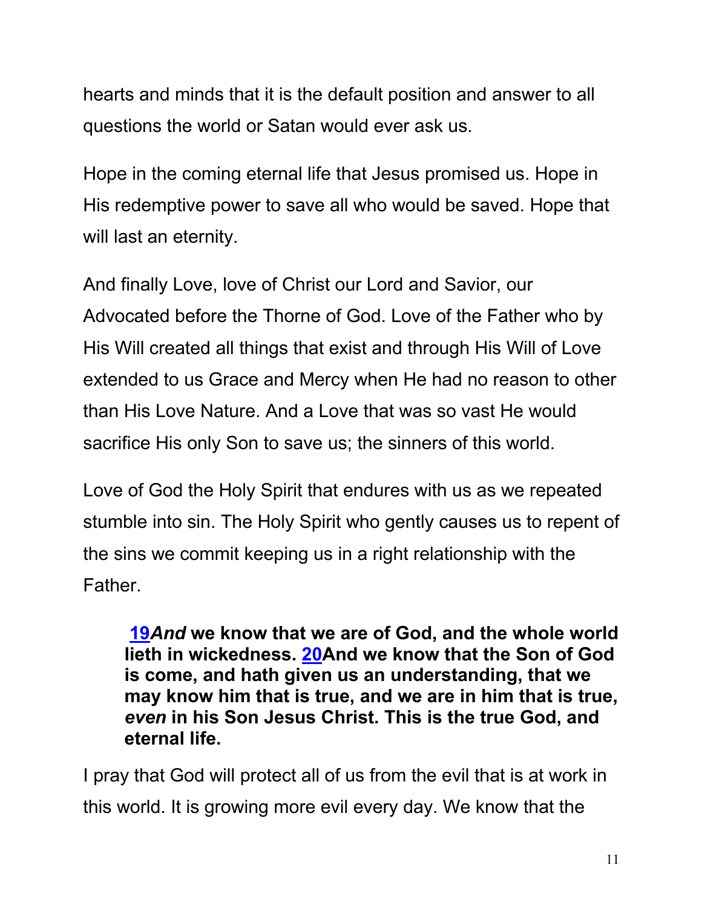hearts and minds that it is the default position and answer to all questions the world or Satan would ever ask us.

Hope in the coming eternal life that Jesus promised us. Hope in His redemptive power to save all who would be saved. Hope that will last an eternity.

And finally Love, love of Christ our Lord and Savior, our Advocated before the Thorne of God. Love of the Father who by His Will created all things that exist and through His Will of Love extended to us Grace and Mercy when He had no reason to other than His Love Nature. And a Love that was so vast He would sacrifice His only Son to save us; the sinners of this world.

Love of God the Holy Spirit that endures with us as we repeated stumble into sin. The Holy Spirit who gently causes us to repent of the sins we commit keeping us in a right relationship with the Father.

> **19*And* we know that we are of God, and the whole world lieth in wickedness. 20And we know that the Son of God is come, and hath given us an understanding, that we may know him that is true, and we are in him that is true, *even* in his Son Jesus Christ. This is the true God, and eternal life.**

I pray that God will protect all of us from the evil that is at work in this world. It is growing more evil every day. We know that the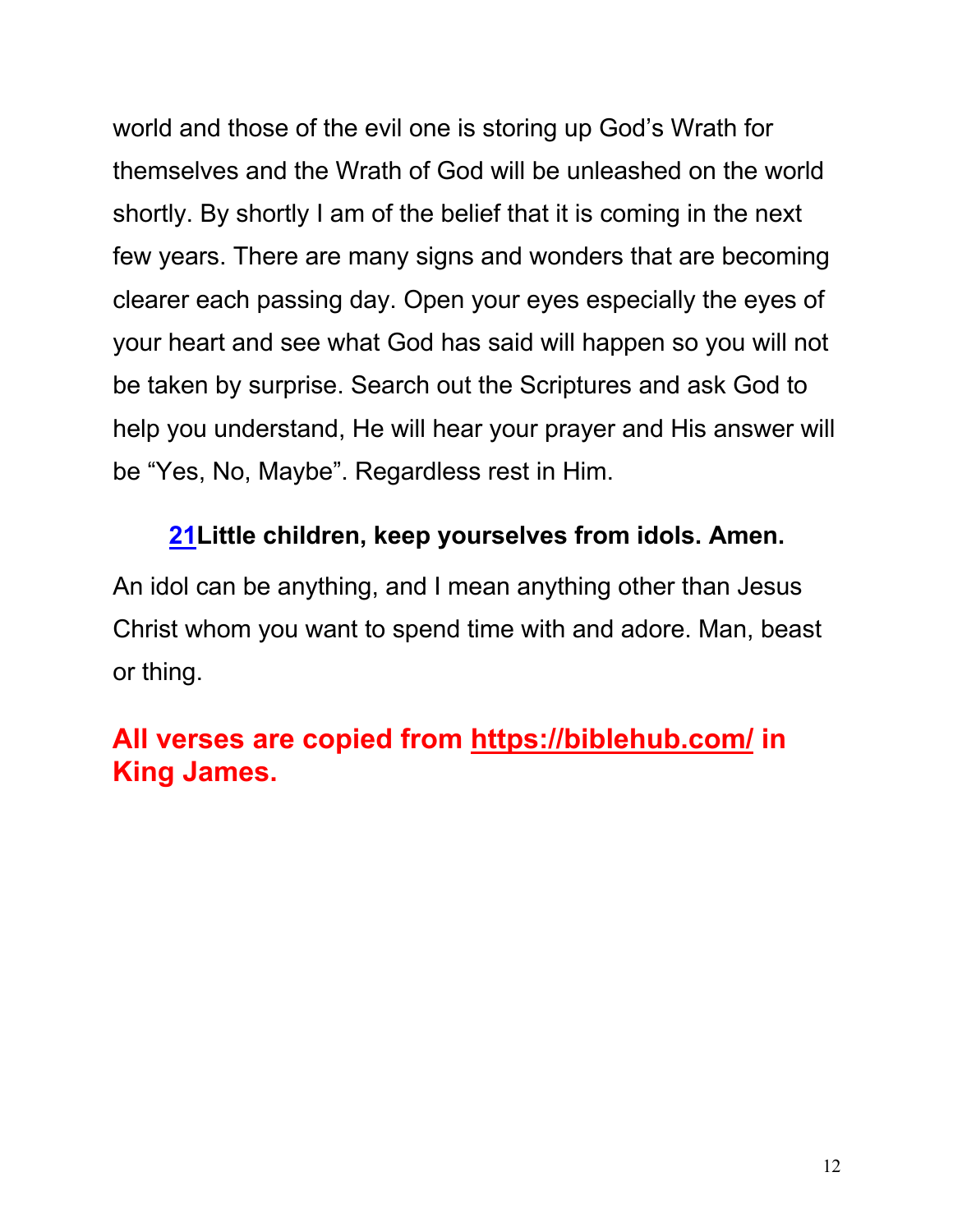world and those of the evil one is storing up God's Wrath for themselves and the Wrath of God will be unleashed on the world shortly. By shortly I am of the belief that it is coming in the next few years. There are many signs and wonders that are becoming clearer each passing day. Open your eyes especially the eyes of your heart and see what God has said will happen so you will not be taken by surprise. Search out the Scriptures and ask God to help you understand, He will hear your prayer and His answer will be "Yes, No, Maybe". Regardless rest in Him.

**21Little children, keep yourselves from idols. Amen.**

An idol can be anything, and I mean anything other than Jesus Christ whom you want to spend time with and adore. Man, beast or thing.

**All verses are copied from https://biblehub.com/ in King James.**